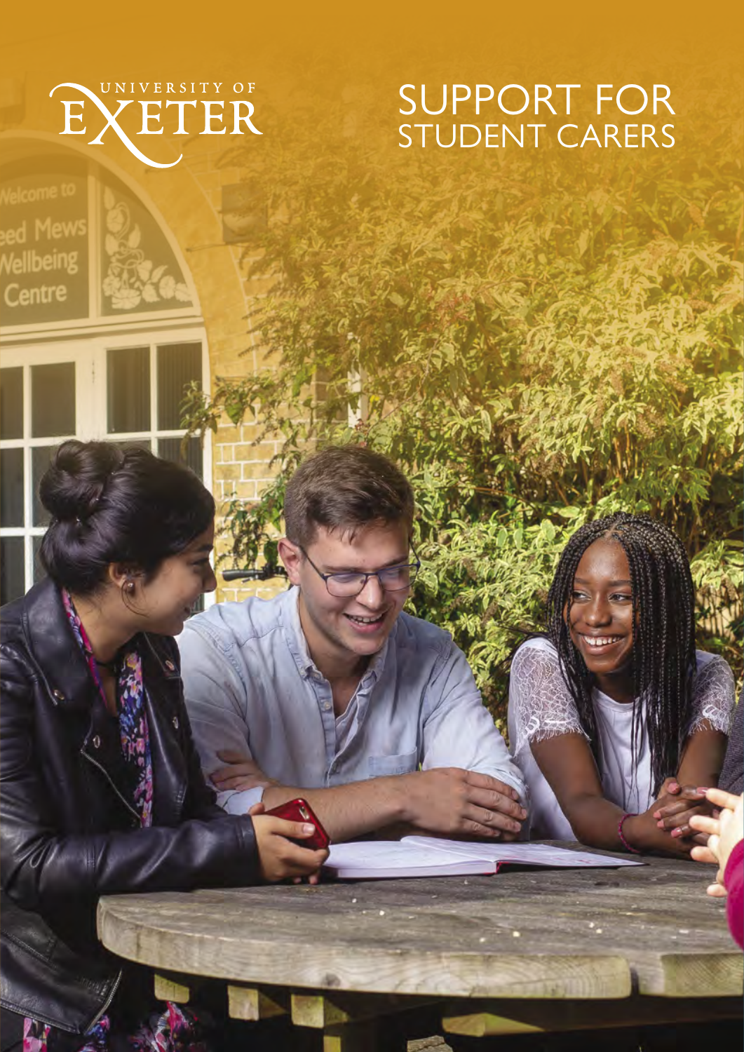UNIVERSITY OF EXETER

# SUPPORT FOR STUDENT CARERS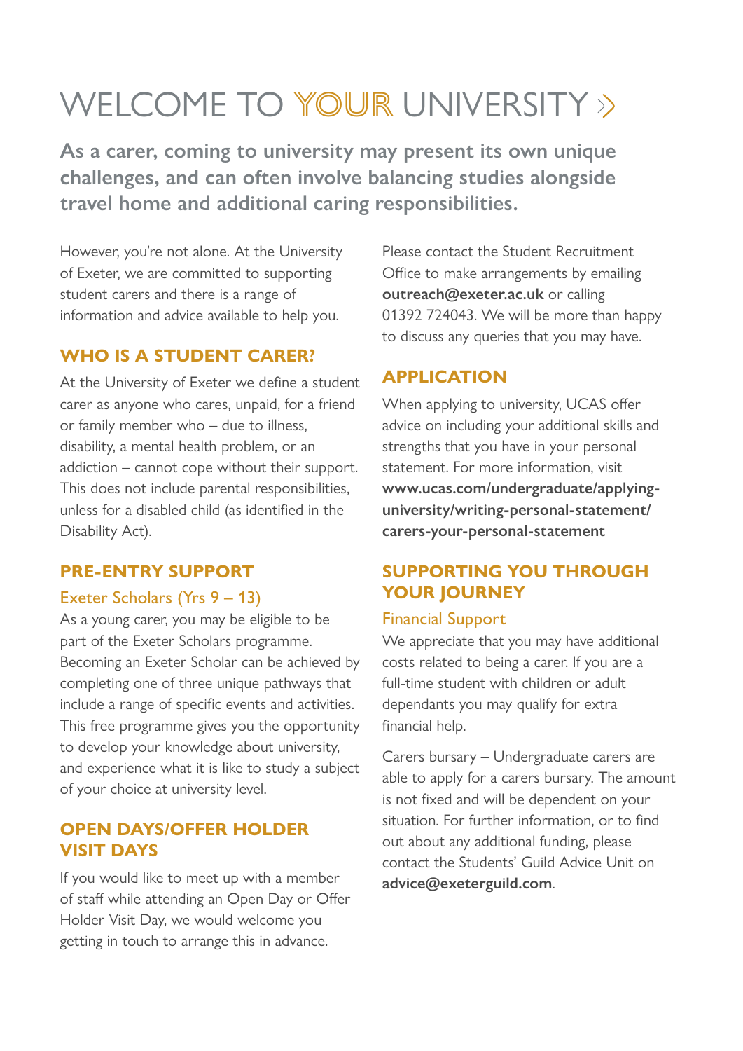# WELCOME TO YOUR UNIVERSITY

**As a carer, coming to university may present its own unique challenges, and can often involve balancing studies alongside travel home and additional caring responsibilities.**

However, you're not alone. At the University of Exeter, we are committed to supporting student carers and there is a range of information and advice available to help you.

## WHO IS A STUDENT CARER?

At the University of Exeter we define a student carer as anyone who cares, unpaid, for a friend or family member who – due to illness, disability, a mental health problem, or an addiction – cannot cope without their support. This does not include parental responsibilities, unless for a disabled child (as identified in the Disability Act).

## PRE-ENTRY SUPPORT

### Exeter Scholars (Yrs 9 – 13)

As a young carer, you may be eligible to be part of the Exeter Scholars programme. Becoming an Exeter Scholar can be achieved by completing one of three unique pathways that include a range of specific events and activities. This free programme gives you the opportunity to develop your knowledge about university, and experience what it is like to study a subject of your choice at university level.

## OPEN DAYS/OFFER HOLDER VISIT DAYS

If you would like to meet up with a member of staff while attending an Open Day or Offer Holder Visit Day, we would welcome you getting in touch to arrange this in advance.

Please contact the Student Recruitment Office to make arrangements by emailing **outreach@exeter.ac.uk** or calling 01392 724043. We will be more than happy to discuss any queries that you may have.

## APPLICATION

When applying to university, UCAS offer advice on including your additional skills and strengths that you have in your personal statement. For more information, visit **www.ucas.com/undergraduate/applying-university/writing-personal-statement/carers-your-personal-statement**

## SUPPORTING YOU THROUGH YOUR JOURNEY

### Financial Support

We appreciate that you may have additional costs related to being a carer. If you are a full-time student with children or adult dependants you may qualify for extra financial help.

Carers bursary – Undergraduate carers are able to apply for a carers bursary. The amount is not fixed and will be dependent on your situation. For further information, or to find out about any additional funding, please contact the Students' Guild Advice Unit on **advice@exeterguild.com**.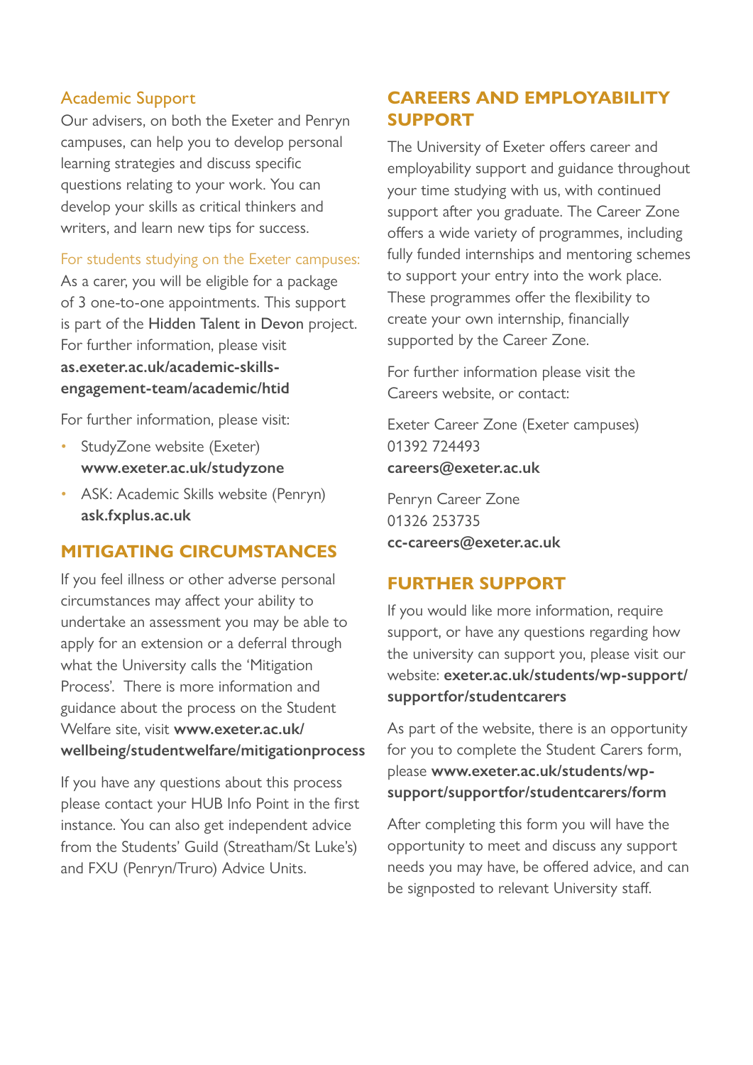### Academic Support

Our advisers, on both the Exeter and Penryn campuses, can help you to develop personal learning strategies and discuss specific questions relating to your work. You can develop your skills as critical thinkers and writers, and learn new tips for success.

#### For students studying on the Exeter campuses:

As a carer, you will be eligible for a package of 3 one-to-one appointments. This support is part of the Hidden Talent in Devon project. For further information, please visit **as.exeter.ac.uk/academic-skills-engagement-team/academic/htid**

For further information, please visit:

- StudyZone website (Exeter) **www.exeter.ac.uk/studyzone**
- ASK: Academic Skills website (Penryn) **ask.fxplus.ac.uk**

## MITIGATING CIRCUMSTANCES

If you feel illness or other adverse personal circumstances may affect your ability to undertake an assessment you may be able to apply for an extension or a deferral through what the University calls the 'Mitigation Process'. There is more information and guidance about the process on the Student Welfare site, visit **www.exeter.ac.uk/wellbeing/studentwelfare/mitigationprocess**

If you have any questions about this process please contact your HUB Info Point in the first instance. You can also get independent advice from the Students' Guild (Streatham/St Luke's) and FXU (Penryn/Truro) Advice Units.

## CAREERS AND EMPLOYABILITY SUPPORT

The University of Exeter offers career and employability support and guidance throughout your time studying with us, with continued support after you graduate. The Career Zone offers a wide variety of programmes, including fully funded internships and mentoring schemes to support your entry into the work place. These programmes offer the flexibility to create your own internship, financially supported by the Career Zone.

For further information please visit the Careers website, or contact:

Exeter Career Zone (Exeter campuses)
01392 724493
**careers@exeter.ac.uk**

Penryn Career Zone
01326 253735
**cc-careers@exeter.ac.uk**

## FURTHER SUPPORT

If you would like more information, require support, or have any questions regarding how the university can support you, please visit our website: **exeter.ac.uk/students/wp-support/supportfor/studentcarers**

As part of the website, there is an opportunity for you to complete the Student Carers form, please **www.exeter.ac.uk/students/wp-support/supportfor/studentcarers/form**

After completing this form you will have the opportunity to meet and discuss any support needs you may have, be offered advice, and can be signposted to relevant University staff.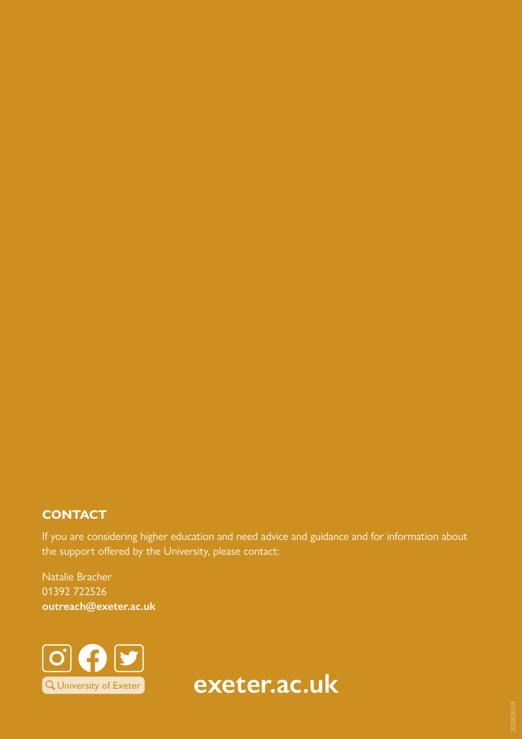## CONTACT

If you are considering higher education and need advice and guidance and for information about the support offered by the University, please contact:

Natalie Bracher
01392 722526
**outreach@exeter.ac.uk**

University of Exeter

**exeter.ac.uk**

2020ESE039